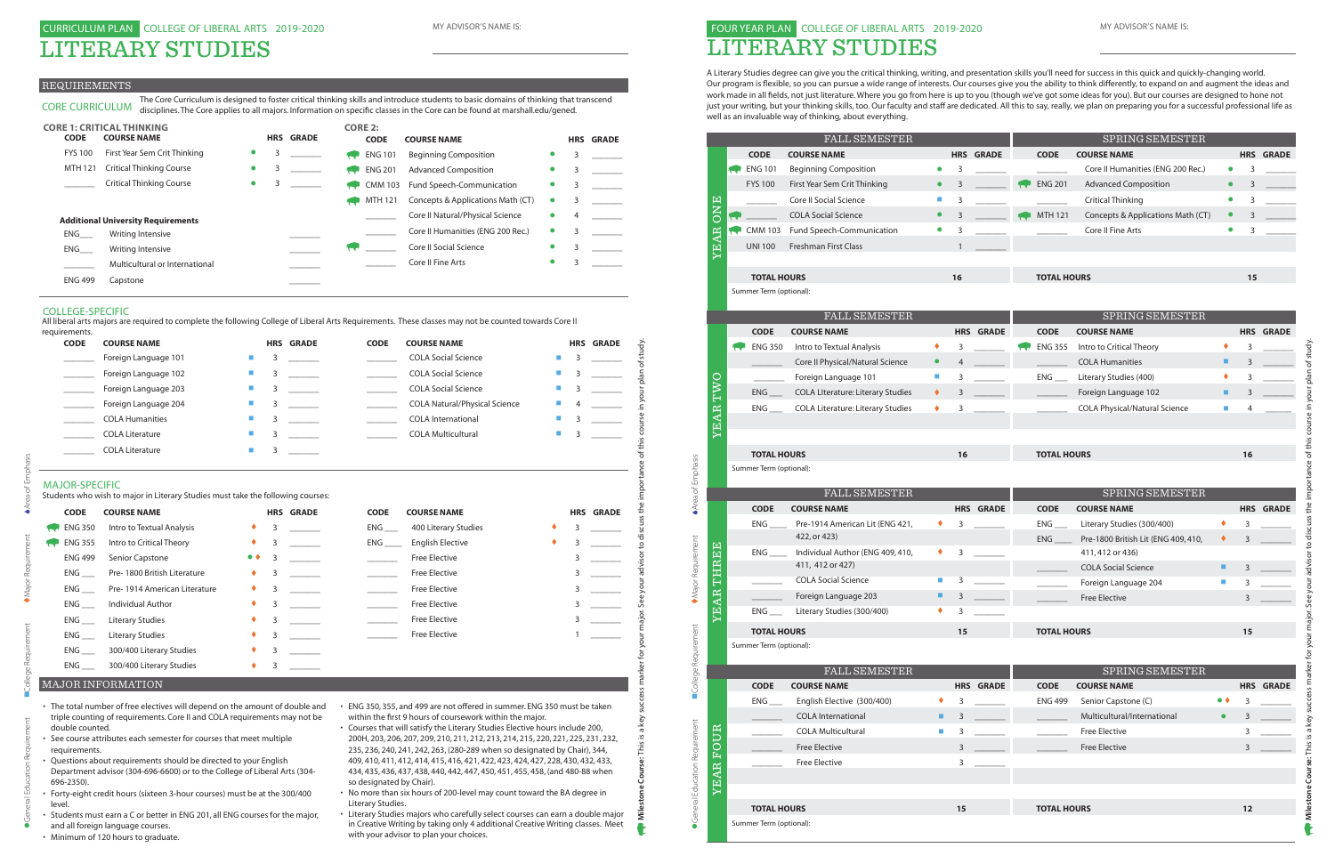# CURRICULUM PLAN COLLEGE OF LIBERAL ARTS 2019-2020

# LITERARY STUDIES

MY ADVISOR'S NAME IS:

## REQUIREMENTS

### CORE CURRICULUM

The Core Curriculum is designed to foster critical thinking skills and introduce students to basic domains of thinking that transcend disciplines. The Core applies to all majors. Information on specific classes in the Core can be found at marshall.edu/gened.

**CORE 1: CRITICAL THINKING**

| CODE | COURSE NAME | | HRS | GRADE |
|---|---|---|---|---|
| FYS 100 | First Year Sem Crit Thinking | ● | 3 | |
| MTH 121 | Critical Thinking Course | ● | 3 | |
| | Critical Thinking Course | ● | 3 | |

**Additional University Requirements**

| CODE | COURSE NAME | HRS | GRADE |
|---|---|---|---|
| ENG___ | Writing Intensive | | |
| ENG___ | Writing Intensive | | |
| | Multicultural or International | | |
| ENG 499 | Capstone | | |

**CORE 2:**

| CODE | COURSE NAME | | HRS | GRADE |
|---|---|---|---|---|
| ENG 101 | Beginning Composition | ● | 3 | |
| ENG 201 | Advanced Composition | ● | 3 | |
| CMM 103 | Fund Speech-Communication | ● | 3 | |
| MTH 121 | Concepts & Applications Math (CT) | ● | 3 | |
| | Core II Natural/Physical Science | ● | 4 | |
| | Core II Humanities (ENG 200 Rec.) | ● | 3 | |
| | Core II Social Science | ● | 3 | |
| | Core II Fine Arts | ● | 3 | |

### COLLEGE-SPECIFIC

All liberal arts majors are required to complete the following College of Liberal Arts Requirements. These classes may not be counted towards Core II requirements.

| CODE | COURSE NAME | | HRS | GRADE |
|---|---|---|---|---|
| | Foreign Language 101 | ■ | 3 | |
| | Foreign Language 102 | ■ | 3 | |
| | Foreign Language 203 | ■ | 3 | |
| | Foreign Language 204 | ■ | 3 | |
| | COLA Humanities | ■ | 3 | |
| | COLA Literature | ■ | 3 | |
| | COLA Literature | ■ | 3 | |
| | COLA Social Science | ■ | 3 | |
| | COLA Social Science | ■ | 3 | |
| | COLA Social Science | ■ | 3 | |
| | COLA Natural/Physical Science | ■ | 4 | |
| | COLA International | ■ | 3 | |
| | COLA Multicultural | ■ | 3 | |

### MAJOR-SPECIFIC

Students who wish to major in Literary Studies must take the following courses:

| CODE | COURSE NAME | | HRS | GRADE |
|---|---|---|---|---|
| ENG 350 | Intro to Textual Analysis | ♦ | 3 | |
| ENG 355 | Intro to Critical Theory | ♦ | 3 | |
| ENG 499 | Senior Capstone | ●♦ | 3 | |
| ENG___ | Pre- 1800 British Literature | ♦ | 3 | |
| ENG___ | Pre- 1914 American Literature | ♦ | 3 | |
| ENG___ | Individual Author | ♦ | 3 | |
| ENG___ | Literary Studies | ♦ | 3 | |
| ENG___ | Literary Studies | ♦ | 3 | |
| ENG___ | 300/400 Literary Studies | ♦ | 3 | |
| ENG___ | 300/400 Literary Studies | ♦ | 3 | |
| ENG___ | 400 Literary Studies | ♦ | 3 | |
| ENG___ | English Elective | ♦ | 3 | |
| | Free Elective | | 3 | |
| | Free Elective | | 3 | |
| | Free Elective | | 3 | |
| | Free Elective | | 3 | |
| | Free Elective | | 3 | |
| | Free Elective | | 1 | |

## MAJOR INFORMATION

- The total number of free electives will depend on the amount of double and triple counting of requirements. Core II and COLA requirements may not be double counted.
- See course attributes each semester for courses that meet multiple requirements.
- Questions about requirements should be directed to your English Department advisor (304-696-6600) or to the College of Liberal Arts (304-696-2350).
- Forty-eight credit hours (sixteen 3-hour courses) must be at the 300/400 level.
- Students must earn a C or better in ENG 201, all ENG courses for the major, and all foreign language courses.
- Minimum of 120 hours to graduate.
- ENG 350, 355, and 499 are not offered in summer. ENG 350 must be taken within the first 9 hours of coursework within the major.
- Courses that will satisfy the Literary Studies Elective hours include 200, 200H, 203, 206, 207, 209, 210, 211, 212, 213, 214, 215, 220, 221, 225, 231, 232, 235, 236, 240, 241, 242, 263, (280-289 when so designated by Chair), 344, 409, 410, 411, 412, 414, 415, 416, 421, 422, 423, 424, 427, 228, 430, 432, 433, 434, 435, 436, 437, 438, 440, 442, 447, 450, 451, 455, 458, (and 480-88 when so designated by Chair).
- No more than six hours of 200-level may count toward the BA degree in Literary Studies.
- Literary Studies majors who carefully select courses can earn a double major in Creative Writing by taking only 4 additional Creative Writing classes. Meet with your advisor to plan your choices.

Legend: ● General Education Requirement ■ College Requirement ♦ Major Requirement ♦ Area of Emphasis

**Milestone Course:** This is a key success marker for your major. See your advisor to discuss the importance of this course in your plan of study.

# FOUR YEAR PLAN COLLEGE OF LIBERAL ARTS 2019-2020

# LITERARY STUDIES

MY ADVISOR'S NAME IS:

A Literary Studies degree can give you the critical thinking, writing, and presentation skills you'll need for success in this quick and quickly-changing world. Our program is flexible, so you can pursue a wide range of interests. Our courses give you the ability to think differently, to expand on and augment the ideas and work made in all fields, not just literature. Where you go from here is up to you (though we've got some ideas for you). But our courses are designed to hone not just your writing, but your thinking skills, too. Our faculty and staff are dedicated. All this to say, really, we plan on preparing you for a successful professional life as well as an invaluable way of thinking, about everything.

### YEAR ONE

| FALL SEMESTER | | | | | SPRING SEMESTER | | | | |
|---|---|---|---|---|---|---|---|---|---|
| CODE | COURSE NAME | | HRS | GRADE | CODE | COURSE NAME | | HRS | GRADE |
| ENG 101 | Beginning Composition | ● | 3 | | | Core II Humanities (ENG 200 Rec.) | ● | 3 | |
| FYS 100 | First Year Sem Crit Thinking | ● | 3 | | ENG 201 | Advanced Composition | ● | 3 | |
| | Core II Social Science | ■ | 3 | | | Critical Thinking | ● | 3 | |
| | COLA Social Science | ● | 3 | | MTH 121 | Concepts & Applications Math (CT) | ● | 3 | |
| CMM 103 | Fund Speech-Communication | ● | 3 | | | Core II Fine Arts | ● | 3 | |
| UNI 100 | Freshman First Class | | 1 | | | | | | |
| **TOTAL HOURS** | | | **16** | | **TOTAL HOURS** | | | **15** | |

Summer Term (optional):

### YEAR TWO

| FALL SEMESTER | | | | | SPRING SEMESTER | | | | |
|---|---|---|---|---|---|---|---|---|---|
| CODE | COURSE NAME | | HRS | GRADE | CODE | COURSE NAME | | HRS | GRADE |
| ENG 350 | Intro to Textual Analysis | ♦ | 3 | | ENG 355 | Intro to Critical Theory | ♦ | 3 | |
| | Core II Physical/Natural Science | ● | 4 | | | COLA Humanities | ■ | 3 | |
| | Foreign Language 101 | ■ | 3 | | ENG ___ | Literary Studies (400) | ♦ | 3 | |
| ENG ___ | COLA Literature: Literary Studies | ♦ | 3 | | | Foreign Language 102 | ■ | 3 | |
| ENG ___ | COLA Literature: Literary Studies | ♦ | 3 | | | COLA Physical/Natural Science | ■ | 4 | |
| **TOTAL HOURS** | | | **16** | | **TOTAL HOURS** | | | **16** | |

Summer Term (optional):

### YEAR THREE

| FALL SEMESTER | | | | | SPRING SEMESTER | | | | |
|---|---|---|---|---|---|---|---|---|---|
| CODE | COURSE NAME | | HRS | GRADE | CODE | COURSE NAME | | HRS | GRADE |
| ENG ___ | Pre-1914 American Lit (ENG 421, 422, or 423) | ♦ | 3 | | ENG ___ | Literary Studies (300/400) | ♦ | 3 | |
| ENG ___ | Individual Author (ENG 409, 410, 411, 412 or 427) | ♦ | 3 | | ENG ___ | Pre-1800 British Lit (ENG 409, 410, 411, 412 or 436) | ♦ | 3 | |
| | COLA Social Science | ■ | 3 | | | COLA Social Science | ■ | 3 | |
| | Foreign Language 203 | ■ | 3 | | | Foreign Language 204 | ■ | 3 | |
| ENG ___ | Literary Studies (300/400) | ♦ | 3 | | | Free Elective | | 3 | |
| **TOTAL HOURS** | | | **15** | | **TOTAL HOURS** | | | **15** | |

Summer Term (optional):

### YEAR FOUR

| FALL SEMESTER | | | | | SPRING SEMESTER | | | | |
|---|---|---|---|---|---|---|---|---|---|
| CODE | COURSE NAME | | HRS | GRADE | CODE | COURSE NAME | | HRS | GRADE |
| ENG ___ | English Elective (300/400) | ♦ | 3 | | ENG 499 | Senior Capstone (C) | ●♦ | 3 | |
| | COLA International | ■ | 3 | | | Multicultural/International | ● | 3 | |
| | COLA Multicultural | ■ | 3 | | | Free Elective | | 3 | |
| | Free Elective | | 3 | | | Free Elective | | 3 | |
| | Free Elective | | 3 | | | | | | |
| **TOTAL HOURS** | | | **15** | | **TOTAL HOURS** | | | **12** | |

Summer Term (optional):

Legend: ● General Education Requirement ■ College Requirement ♦ Major Requirement ♦ Area of Emphasis

**Milestone Course:** This is a key success marker for your major. See your advisor to discuss the importance of this course in your plan of study.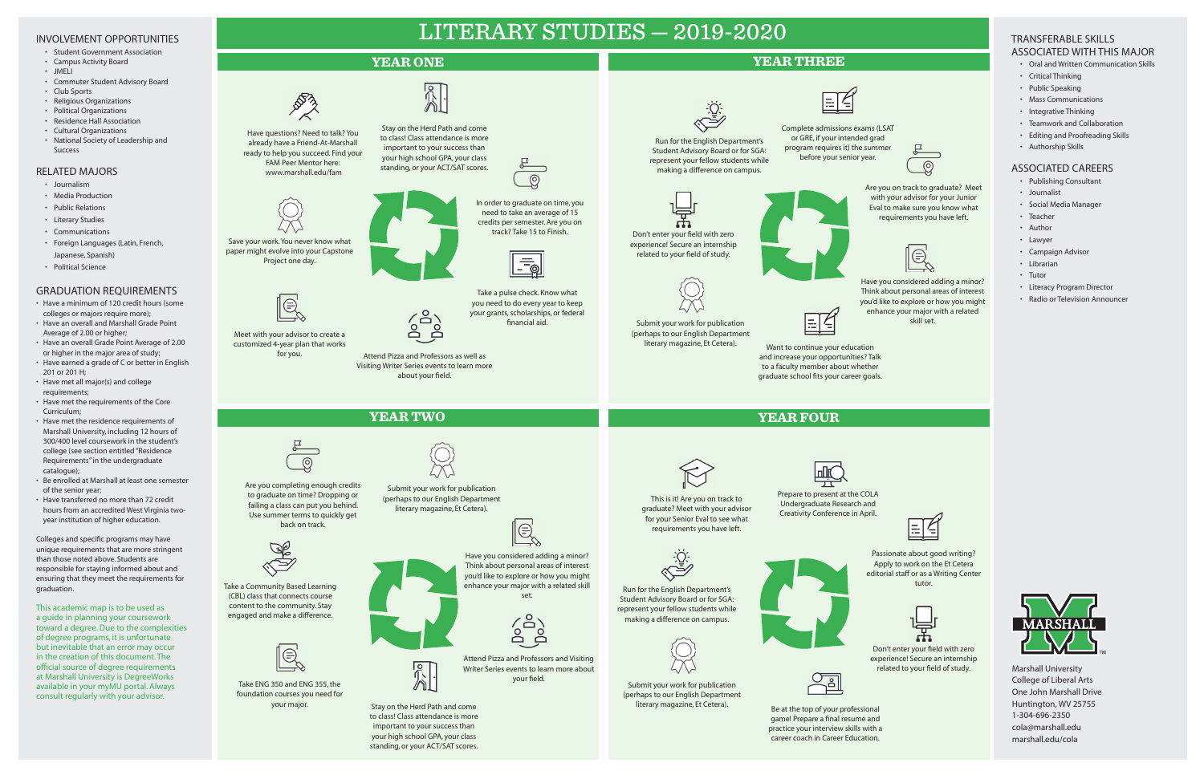# LITERARY STUDIES — 2019-2020

## INVOLVEMENT OPPORTUNITIES

- Student Government Association
- Campus Activity Board
- JMELI
- Commuter Student Advisory Board
- Club Sports
- Religious Organizations
- Political Organizations
- Residence Hall Association
- Cultural Organizations
- National Society of Leadership and Success

## RELATED MAJORS

- Journalism
- Media Production
- Public Relations
- Literary Studies
- Communications
- Foreign Languages (Latin, French, Japanese, Spanish)
- Political Science

## GRADUATION REQUIREMENTS

- Have a minimum of 120 credit hours (some colleges or majors require more);
- Have an overall and Marshall Grade Point Average of 2.00 or higher;
- Have an overall Grade Point Average of 2.00 or higher in the major area of study;
- Have earned a grade of C or better in English 201 or 201 H;
- Have met all major(s) and college requirements;
- Have met the requirements of the Core Curriculum;
- Have met the residence requirements of Marshall University, including 12 hours of 300/400 level coursework in the student's college (see section entitled "Residence Requirements" in the undergraduate catalogue);
- Be enrolled at Marshall at least one semester of the senior year;
- Have transferred no more than 72 credit hours from an accredited West Virginia two-year institution of higher education.

Colleges and specific programs may have unique requirements that are more stringent than those noted above. Students are responsible for staying informed about and ensuring that they meet the requirements for graduation.

This academic map is to be used as a guide in planning your coursework toward a degree. Due to the complexities of degree programs, it is unfortunate but inevitable that an error may occur in the creation of this document. The official source of degree requirements at Marshall University is DegreeWorks available in your myMU portal. Always consult regularly with your advisor.

## YEAR ONE

Have questions? Need to talk? You already have a Friend-At-Marshall ready to help you succeed. Find your FAM Peer Mentor here: www.marshall.edu/fam

Stay on the Herd Path and come to class! Class attendance is more important to your success than your high school GPA, your class standing, or your ACT/SAT scores.

In order to graduate on time, you need to take an average of 15 credits per semester. Are you on track? Take 15 to Finish.

Save your work. You never know what paper might evolve into your Capstone Project one day.

Take a pulse check. Know what you need to do every year to keep your grants, scholarships, or federal financial aid.

Meet with your advisor to create a customized 4-year plan that works for you.

Attend Pizza and Professors as well as Visiting Writer Series events to learn more about your field.

## YEAR TWO

Are you completing enough credits to graduate on time? Dropping or failing a class can put you behind. Use summer terms to quickly get back on track.

Submit your work for publication (perhaps to our English Department literary magazine, Et Cetera).

Take a Community Based Learning (CBL) class that connects course content to the community. Stay engaged and make a difference.

Have you considered adding a minor? Think about personal areas of interest you'd like to explore or how you might enhance your major with a related skill set.

Attend Pizza and Professors and Visiting Writer Series events to learn more about your field.

Take ENG 350 and ENG 355, the foundation courses you need for your major.

Stay on the Herd Path and come to class! Class attendance is more important to your success than your high school GPA, your class standing, or your ACT/SAT scores.

## YEAR THREE

Run for the English Department's Student Advisory Board or for SGA: represent your fellow students while making a difference on campus.

Complete admissions exams (LSAT or GRE, if your intended grad program requires it) the summer before your senior year.

Are you on track to graduate? Meet with your advisor for your Junior Eval to make sure you know what requirements you have left.

Don't enter your field with zero experience! Secure an internship related to your field of study.

Have you considered adding a minor? Think about personal areas of interest you'd like to explore or how you might enhance your major with a related skill set.

Submit your work for publication (perhaps to our English Department literary magazine, Et Cetera).

Want to continue your education and increase your opportunities? Talk to a faculty member about whether graduate school fits your career goals.

## YEAR FOUR

This is it! Are you on track to graduate? Meet with your advisor for your Senior Eval to see what requirements you have left.

Prepare to present at the COLA Undergraduate Research and Creativity Conference in April.

Passionate about good writing? Apply to work on the Et Cetera editorial staff or as a Writing Center tutor.

Run for the English Department's Student Advisory Board or for SGA: represent your fellow students while making a difference on campus.

Don't enter your field with zero experience! Secure an internship related to your field of study.

Submit your work for publication (perhaps to our English Department literary magazine, Et Cetera).

Be at the top of your professional game! Prepare a final resume and practice your interview skills with a career coach in Career Education.

## TRANSFERABLE SKILLS ASSOCIATED WITH THIS MAJOR

- Oral and Written Communication Skills
- Critical Thinking
- Public Speaking
- Mass Communications
- Integrative Thinking
- Teamwork and Collaboration
- Editing and Proofreading Skills
- Authorship Skills

## ASSOCIATED CAREERS

- Publishing Consultant
- Journalist
- Social Media Manager
- Teacher
- Author
- Lawyer
- Campaign Advisor
- Librarian
- Tutor
- Literacy Program Director
- Radio or Television Announcer

Marshall University
College of Liberal Arts
One John Marshall Drive
Huntington, WV 25755
1-304-696-2350
cola@marshall.edu
marshall.edu/cola